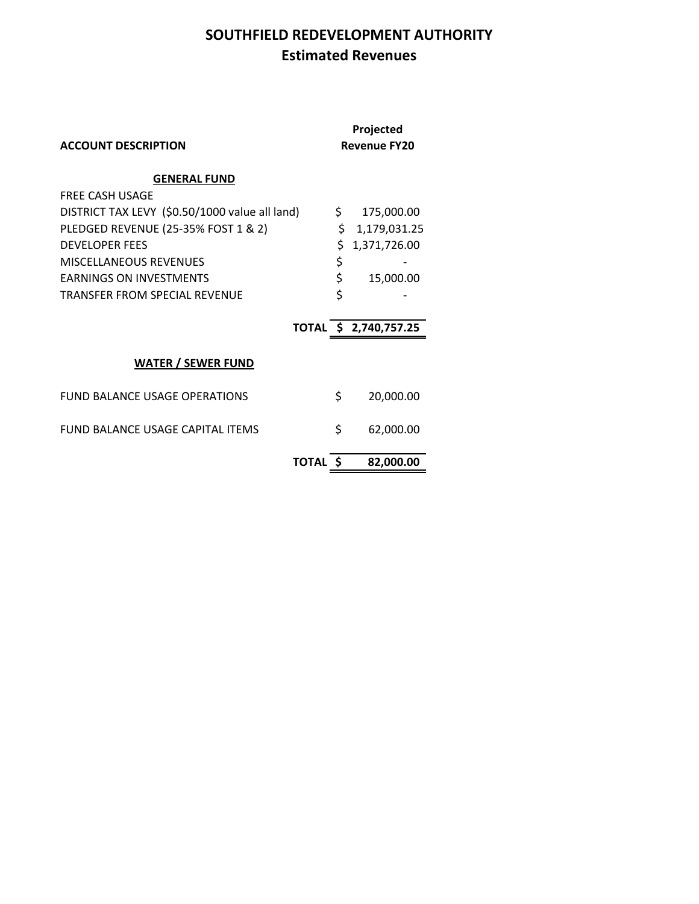# SOUTHFIELD REDEVELOPMENT AUTHORITY
## Estimated Revenues

| ACCOUNT DESCRIPTION | Projected Revenue FY20 |
|---|---|
| **GENERAL FUND** | |
| FREE CASH USAGE | |
| DISTRICT TAX LEVY ($0.50/1000 value all land) | $ 175,000.00 |
| PLEDGED REVENUE (25-35% FOST 1 & 2) | $ 1,179,031.25 |
| DEVELOPER FEES | $ 1,371,726.00 |
| MISCELLANEOUS REVENUES | $ - |
| EARNINGS ON INVESTMENTS | $ 15,000.00 |
| TRANSFER FROM SPECIAL REVENUE | $ - |
| **TOTAL** | **$ 2,740,757.25** |
| **WATER / SEWER FUND** | |
| FUND BALANCE USAGE OPERATIONS | $ 20,000.00 |
| FUND BALANCE USAGE CAPITAL ITEMS | $ 62,000.00 |
| **TOTAL** | **$ 82,000.00** |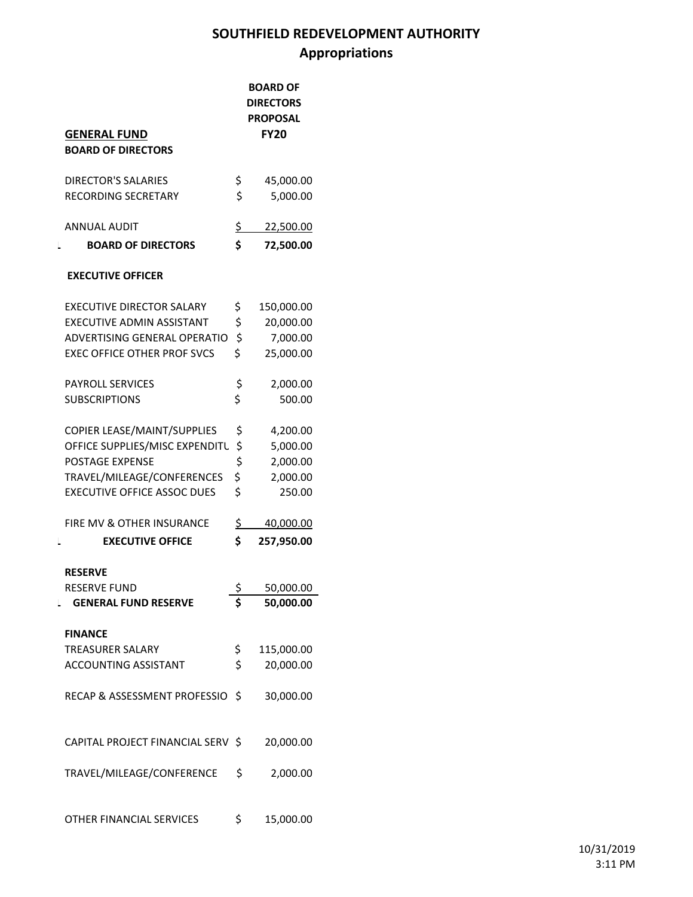# SOUTHFIELD REDEVELOPMENT AUTHORITY

## Appropriations

| GENERAL FUND | BOARD OF DIRECTORS PROPOSAL FY20 |
|---|---|
| **BOARD OF DIRECTORS** | |
| DIRECTOR'S SALARIES | $ 45,000.00 |
| RECORDING SECRETARY | $ 5,000.00 |
| ANNUAL AUDIT | $ 22,500.00 |
| **BOARD OF DIRECTORS** | **$ 72,500.00** |
| **EXECUTIVE OFFICER** | |
| EXECUTIVE DIRECTOR SALARY | $ 150,000.00 |
| EXECUTIVE ADMIN ASSISTANT | $ 20,000.00 |
| ADVERTISING GENERAL OPERATIO | $ 7,000.00 |
| EXEC OFFICE OTHER PROF SVCS | $ 25,000.00 |
| PAYROLL SERVICES | $ 2,000.00 |
| SUBSCRIPTIONS | $ 500.00 |
| COPIER LEASE/MAINT/SUPPLIES | $ 4,200.00 |
| OFFICE SUPPLIES/MISC EXPENDITU | $ 5,000.00 |
| POSTAGE EXPENSE | $ 2,000.00 |
| TRAVEL/MILEAGE/CONFERENCES | $ 2,000.00 |
| EXECUTIVE OFFICE ASSOC DUES | $ 250.00 |
| FIRE MV & OTHER INSURANCE | $ 40,000.00 |
| **EXECUTIVE OFFICE** | **$ 257,950.00** |
| **RESERVE** | |
| RESERVE FUND | $ 50,000.00 |
| **GENERAL FUND RESERVE** | **$ 50,000.00** |
| **FINANCE** | |
| TREASURER SALARY | $ 115,000.00 |
| ACCOUNTING ASSISTANT | $ 20,000.00 |
| RECAP & ASSESSMENT PROFESSIO | $ 30,000.00 |
| CAPITAL PROJECT FINANCIAL SERV | $ 20,000.00 |
| TRAVEL/MILEAGE/CONFERENCE | $ 2,000.00 |
| OTHER FINANCIAL SERVICES | $ 15,000.00 |

10/31/2019
3:11 PM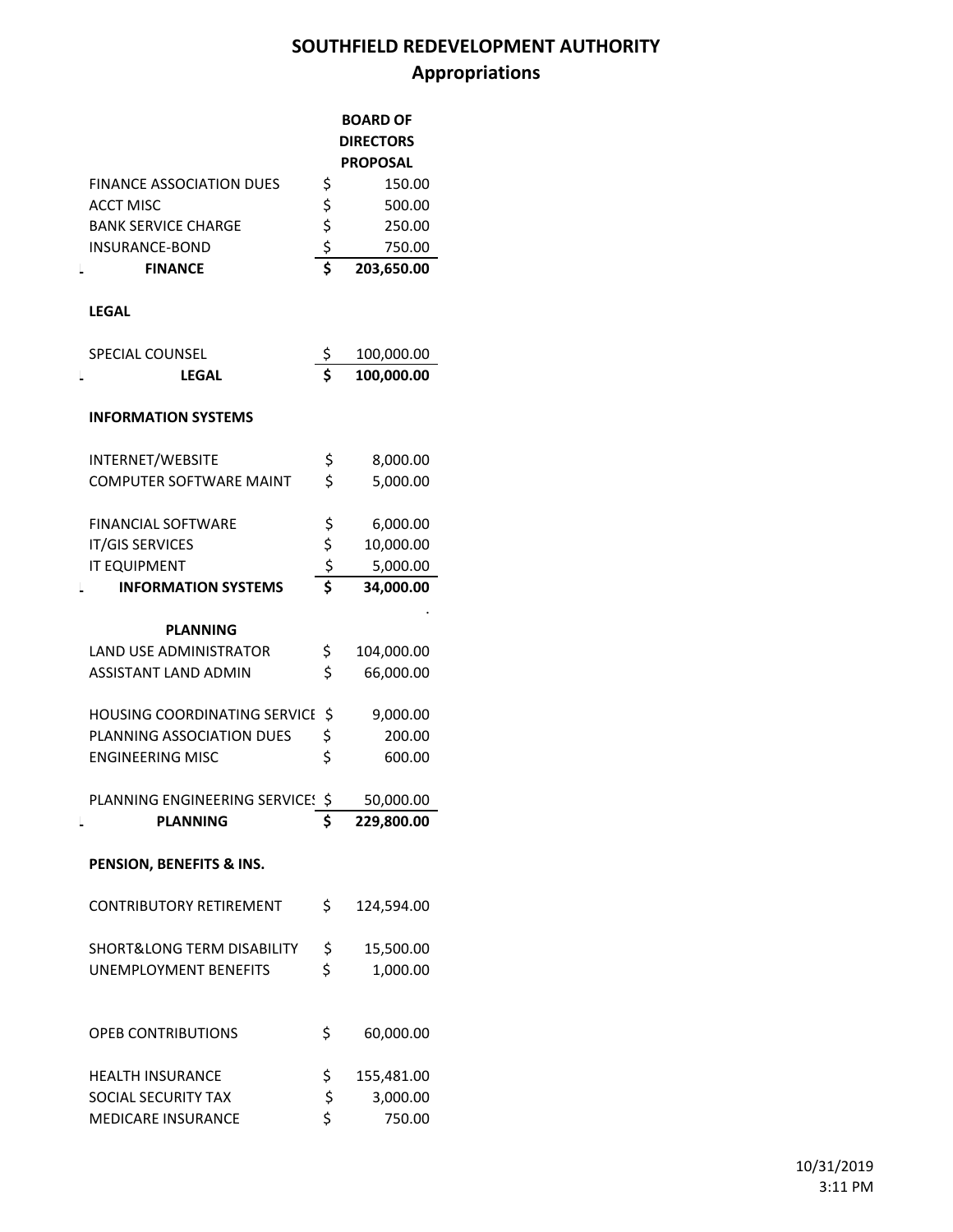# SOUTHFIELD REDEVELOPMENT AUTHORITY

## Appropriations

| | BOARD OF DIRECTORS PROPOSAL |
|---|---|
| FINANCE ASSOCIATION DUES | $ 150.00 |
| ACCT MISC | $ 500.00 |
| BANK SERVICE CHARGE | $ 250.00 |
| INSURANCE-BOND | $ 750.00 |
| **FINANCE** | **$ 203,650.00** |
| | |
| **LEGAL** | |
| | |
| SPECIAL COUNSEL | $ 100,000.00 |
| **LEGAL** | **$ 100,000.00** |
| | |
| **INFORMATION SYSTEMS** | |
| | |
| INTERNET/WEBSITE | $ 8,000.00 |
| COMPUTER SOFTWARE MAINT | $ 5,000.00 |
| | |
| FINANCIAL SOFTWARE | $ 6,000.00 |
| IT/GIS SERVICES | $ 10,000.00 |
| IT EQUIPMENT | $ 5,000.00 |
| **INFORMATION SYSTEMS** | **$ 34,000.00** |
| | |
| **PLANNING** | |
| LAND USE ADMINISTRATOR | $ 104,000.00 |
| ASSISTANT LAND ADMIN | $ 66,000.00 |
| | |
| HOUSING COORDINATING SERVICE | $ 9,000.00 |
| PLANNING ASSOCIATION DUES | $ 200.00 |
| ENGINEERING MISC | $ 600.00 |
| | |
| PLANNING ENGINEERING SERVICES | $ 50,000.00 |
| **PLANNING** | **$ 229,800.00** |
| | |
| **PENSION, BENEFITS & INS.** | |
| | |
| CONTRIBUTORY RETIREMENT | $ 124,594.00 |
| | |
| SHORT&LONG TERM DISABILITY | $ 15,500.00 |
| UNEMPLOYMENT BENEFITS | $ 1,000.00 |
| | |
| OPEB CONTRIBUTIONS | $ 60,000.00 |
| | |
| HEALTH INSURANCE | $ 155,481.00 |
| SOCIAL SECURITY TAX | $ 3,000.00 |
| MEDICARE INSURANCE | $ 750.00 |

10/31/2019
3:11 PM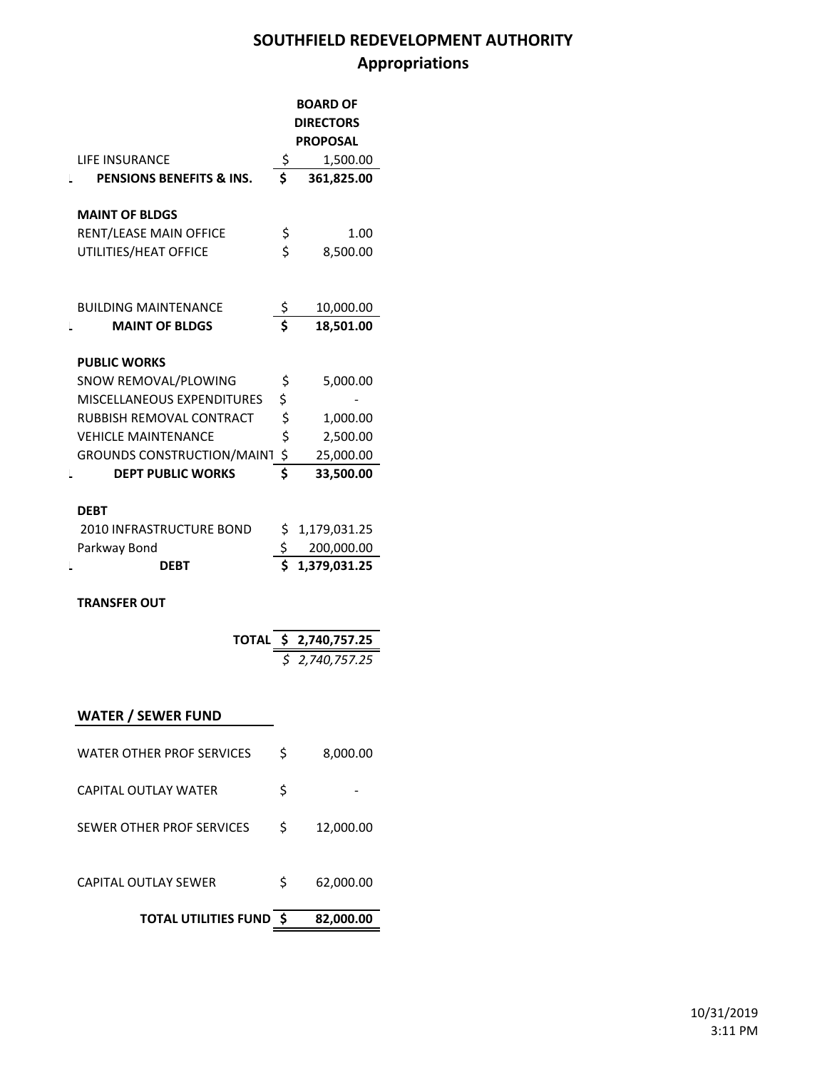# SOUTHFIELD REDEVELOPMENT AUTHORITY
## Appropriations

| | BOARD OF DIRECTORS PROPOSAL |
|---|---|
| LIFE INSURANCE | $ 1,500.00 |
| **PENSIONS BENEFITS & INS.** | **$ 361,825.00** |
| | |
| **MAINT OF BLDGS** | |
| RENT/LEASE MAIN OFFICE | $ 1.00 |
| UTILITIES/HEAT OFFICE | $ 8,500.00 |
| | |
| BUILDING MAINTENANCE | $ 10,000.00 |
| **MAINT OF BLDGS** | **$ 18,501.00** |
| | |
| **PUBLIC WORKS** | |
| SNOW REMOVAL/PLOWING | $ 5,000.00 |
| MISCELLANEOUS EXPENDITURES | $ - |
| RUBBISH REMOVAL CONTRACT | $ 1,000.00 |
| VEHICLE MAINTENANCE | $ 2,500.00 |
| GROUNDS CONSTRUCTION/MAINT | $ 25,000.00 |
| **DEPT PUBLIC WORKS** | **$ 33,500.00** |
| | |
| **DEBT** | |
| 2010 INFRASTRUCTURE BOND | $ 1,179,031.25 |
| Parkway Bond | $ 200,000.00 |
| **DEBT** | **$ 1,379,031.25** |
| | |
| **TRANSFER OUT** | |
| | |
| **TOTAL** | **$ 2,740,757.25** |
| | *$ 2,740,757.25* |

## WATER / SEWER FUND

| | |
|---|---|
| WATER OTHER PROF SERVICES | $ 8,000.00 |
| CAPITAL OUTLAY WATER | $ - |
| SEWER OTHER PROF SERVICES | $ 12,000.00 |
| CAPITAL OUTLAY SEWER | $ 62,000.00 |
| **TOTAL UTILITIES FUND** | **$ 82,000.00** |

10/31/2019
3:11 PM